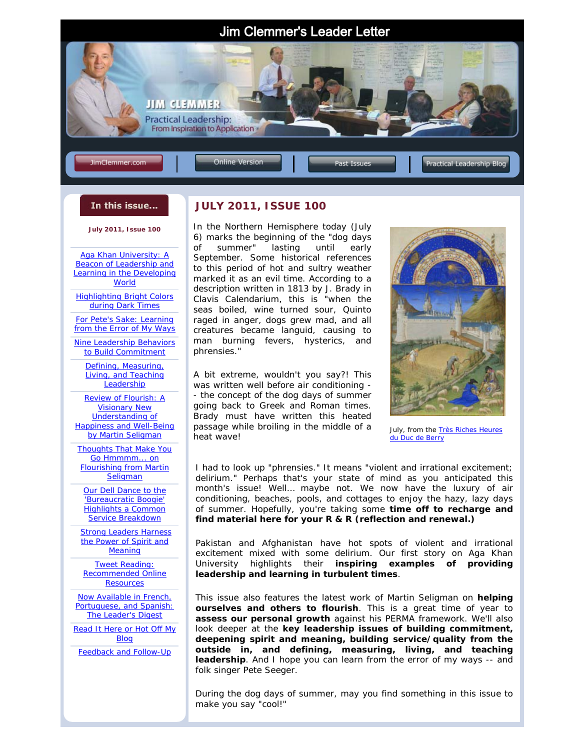# Jim Clemmer's Leader Letter

JIM CLEMMER

Practical Leadership: From Inspiration to Application

JimClemmer.com | Online Version | Past Issues | Practical Leadership Blog

**In this issue...**

**July 2011, Issue 100**

- Aga Khan University: A Beacon of Leadership and Learning in the Developing World
- Highlighting Bright Colors during Dark Times
- For Pete's Sake: Learning from the Error of My Ways
- Nine Leadership Behaviors to Build Commitment
- Defining, Measuring, Living, and Teaching Leadership
- Review of Flourish: A Visionary New Understanding of Happiness and Well-Being by Martin Seligman
- Thoughts That Make You Go Hmmmm... on Flourishing from Martin Seligman
- Our Dell Dance to the 'Bureaucratic Boogie' Highlights a Common Service Breakdown
- Strong Leaders Harness the Power of Spirit and Meaning
- Tweet Reading: Recommended Online Resources
- Now Available in French, Portuguese, and Spanish: The Leader's Digest
- Read It Here or Hot Off My Blog
- Feedback and Follow-Up

## JULY 2011, ISSUE 100

In the Northern Hemisphere today (July 6) marks the beginning of the "dog days of summer" lasting until early September. Some historical references to this period of hot and sultry weather marked it as an evil time. According to a description written in 1813 by J. Brady in Clavis Calendarium, this is "when the seas boiled, wine turned sour, Quinto raged in anger, dogs grew mad, and all creatures became languid, causing to man burning fevers, hysterics, and phrensies."

A bit extreme, wouldn't you say?! This was written well before air conditioning -- the concept of the dog days of summer going back to Greek and Roman times. Brady must have written this heated passage while broiling in the middle of a heat wave!

July, from the Très Riches Heures du Duc de Berry

I had to look up "phrensies." It means "violent and irrational excitement; delirium." Perhaps that's your state of mind as you anticipated this month's issue! Well... maybe not. We now have the luxury of air conditioning, beaches, pools, and cottages to enjoy the hazy, lazy days of summer. Hopefully, you're taking some **time off to recharge and find material here for your R & R (reflection and renewal.)**

Pakistan and Afghanistan have hot spots of violent and irrational excitement mixed with some delirium. Our first story on Aga Khan University highlights their **inspiring examples of providing leadership and learning in turbulent times**.

This issue also features the latest work of Martin Seligman on **helping ourselves and others to flourish**. This is a great time of year to **assess our personal growth** against his PERMA framework. We'll also look deeper at the **key leadership issues of building commitment, deepening spirit and meaning, building service/quality from the outside in, and defining, measuring, living, and teaching leadership**. And I hope you can learn from the error of my ways -- and folk singer Pete Seeger.

During the dog days of summer, may you find something in this issue to make you say "cool!"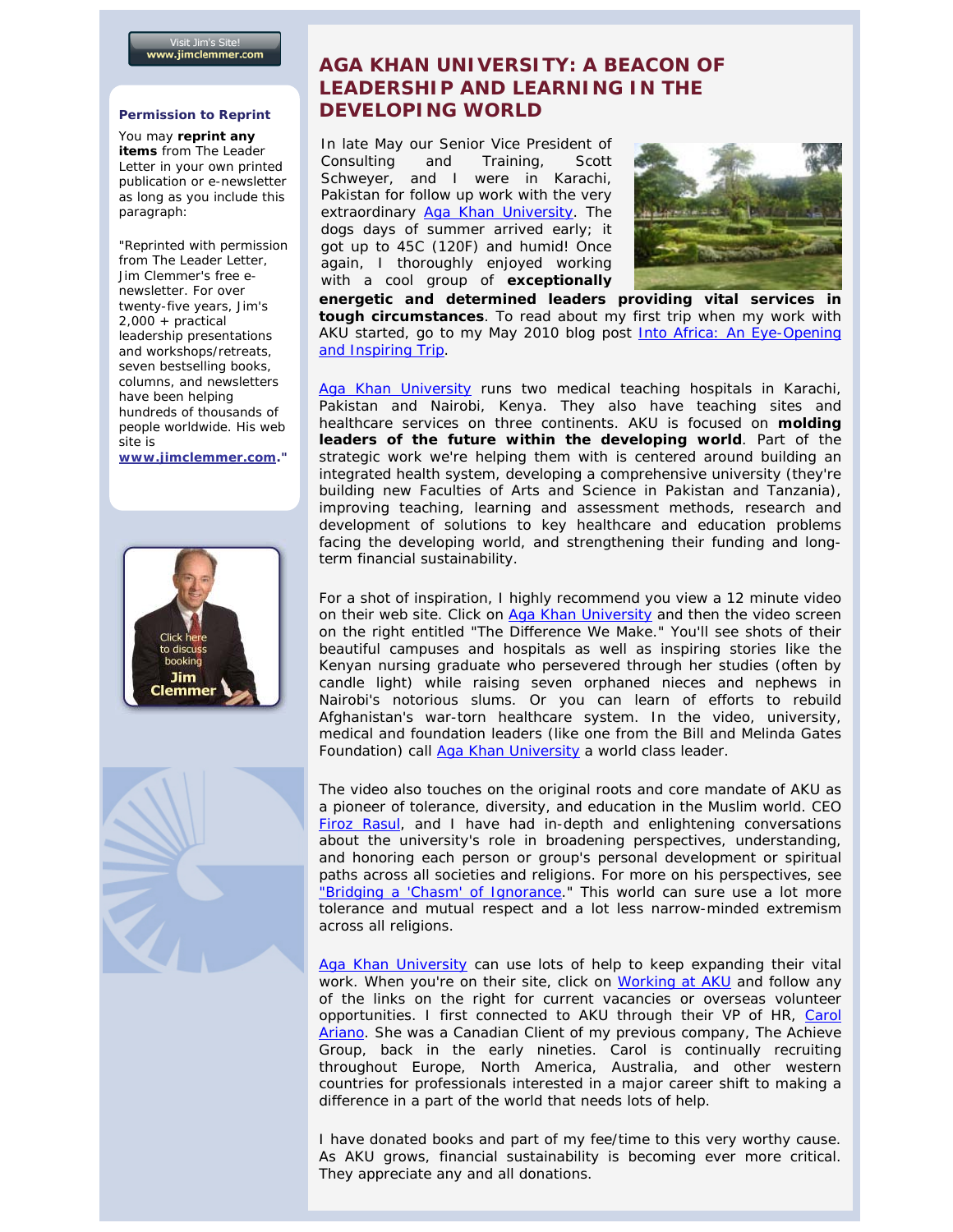Visit Jim's Site!
www.jimclemmer.com

**Permission to Reprint**

You may **reprint any items** from The Leader Letter in your own printed publication or e-newsletter as long as you include this paragraph:

"Reprinted with permission from The Leader Letter, Jim Clemmer's free e-newsletter. For over twenty-five years, Jim's 2,000 + practical leadership presentations and workshops/retreats, seven bestselling books, columns, and newsletters have been helping hundreds of thousands of people worldwide. His web site is **www.jimclemmer.com**."

Click here to discuss booking Jim Clemmer

## AGA KHAN UNIVERSITY: A BEACON OF LEADERSHIP AND LEARNING IN THE DEVELOPING WORLD

In late May our Senior Vice President of Consulting and Training, Scott Schweyer, and I were in Karachi, Pakistan for follow up work with the very extraordinary Aga Khan University. The dogs days of summer arrived early; it got up to 45C (120F) and humid! Once again, I thoroughly enjoyed working with a cool group of **exceptionally energetic and determined leaders providing vital services in tough circumstances**. To read about my first trip when my work with AKU started, go to my May 2010 blog post Into Africa: An Eye-Opening and Inspiring Trip.

Aga Khan University runs two medical teaching hospitals in Karachi, Pakistan and Nairobi, Kenya. They also have teaching sites and healthcare services on three continents. AKU is focused on **molding leaders of the future within the developing world**. Part of the strategic work we're helping them with is centered around building an integrated health system, developing a comprehensive university (they're building new Faculties of Arts and Science in Pakistan and Tanzania), improving teaching, learning and assessment methods, research and development of solutions to key healthcare and education problems facing the developing world, and strengthening their funding and long-term financial sustainability.

For a shot of inspiration, I highly recommend you view a 12 minute video on their web site. Click on Aga Khan University and then the video screen on the right entitled "The Difference We Make." You'll see shots of their beautiful campuses and hospitals as well as inspiring stories like the Kenyan nursing graduate who persevered through her studies (often by candle light) while raising seven orphaned nieces and nephews in Nairobi's notorious slums. Or you can learn of efforts to rebuild Afghanistan's war-torn healthcare system. In the video, university, medical and foundation leaders (like one from the Bill and Melinda Gates Foundation) call Aga Khan University a world class leader.

The video also touches on the original roots and core mandate of AKU as a pioneer of tolerance, diversity, and education in the Muslim world. CEO Firoz Rasul, and I have had in-depth and enlightening conversations about the university's role in broadening perspectives, understanding, and honoring each person or group's personal development or spiritual paths across all societies and religions. For more on his perspectives, see "Bridging a 'Chasm' of Ignorance." This world can sure use a lot more tolerance and mutual respect and a lot less narrow-minded extremism across all religions.

Aga Khan University can use lots of help to keep expanding their vital work. When you're on their site, click on Working at AKU and follow any of the links on the right for current vacancies or overseas volunteer opportunities. I first connected to AKU through their VP of HR, Carol Ariano. She was a Canadian Client of my previous company, The Achieve Group, back in the early nineties. Carol is continually recruiting throughout Europe, North America, Australia, and other western countries for professionals interested in a major career shift to making a difference in a part of the world that needs lots of help.

I have donated books and part of my fee/time to this very worthy cause. As AKU grows, financial sustainability is becoming ever more critical. They appreciate any and all donations.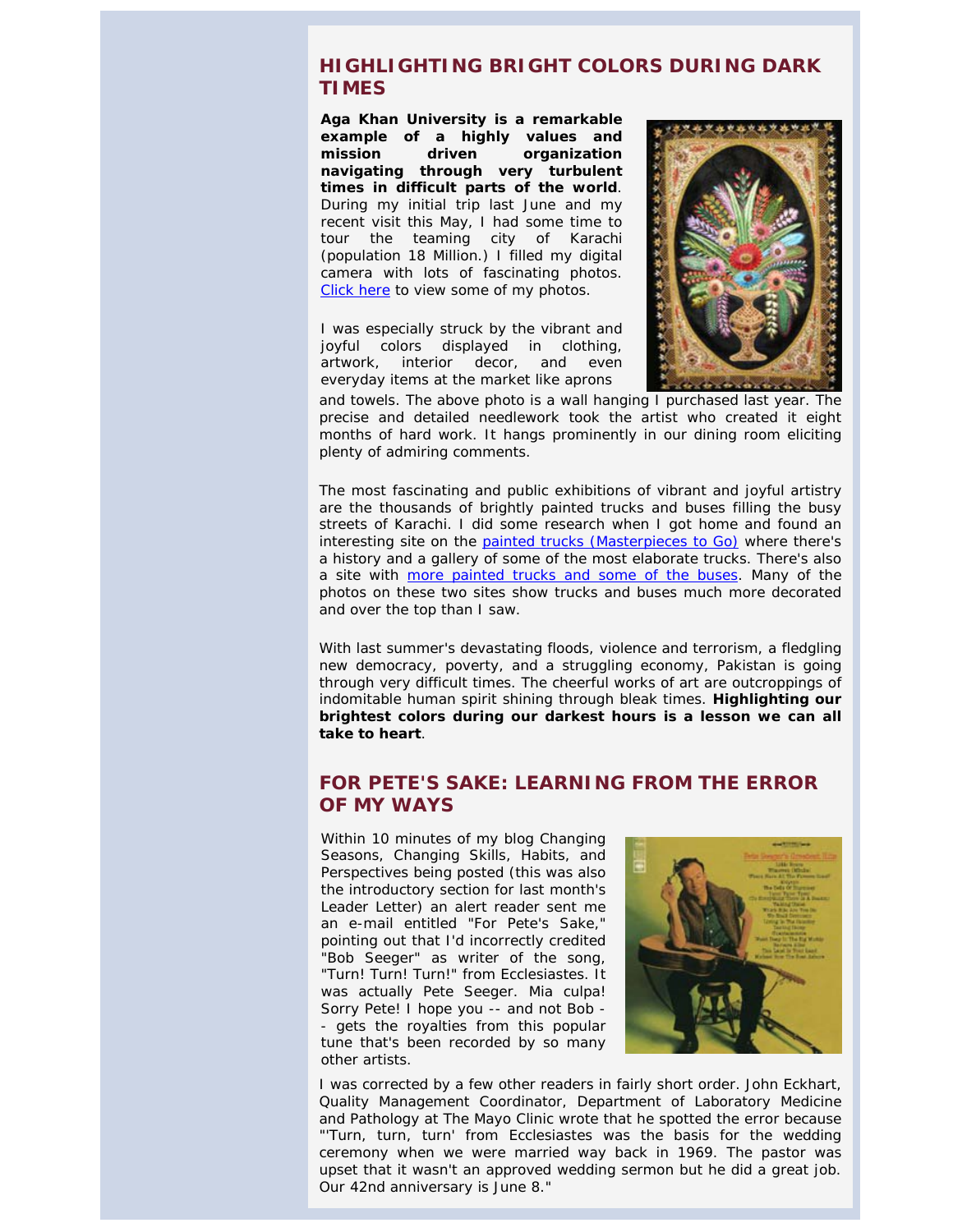## HIGHLIGHTING BRIGHT COLORS DURING DARK TIMES

**Aga Khan University is a remarkable example of a highly values and mission driven organization navigating through very turbulent times in difficult parts of the world**. During my initial trip last June and my recent visit this May, I had some time to tour the teaming city of Karachi (population 18 Million.) I filled my digital camera with lots of fascinating photos. Click here to view some of my photos.

I was especially struck by the vibrant and joyful colors displayed in clothing, artwork, interior decor, and even everyday items at the market like aprons and towels. The above photo is a wall hanging I purchased last year. The precise and detailed needlework took the artist who created it eight months of hard work. It hangs prominently in our dining room eliciting plenty of admiring comments.

The most fascinating and public exhibitions of vibrant and joyful artistry are the thousands of brightly painted trucks and buses filling the busy streets of Karachi. I did some research when I got home and found an interesting site on the painted trucks (Masterpieces to Go) where there's a history and a gallery of some of the most elaborate trucks. There's also a site with more painted trucks and some of the buses. Many of the photos on these two sites show trucks and buses much more decorated and over the top than I saw.

With last summer's devastating floods, violence and terrorism, a fledgling new democracy, poverty, and a struggling economy, Pakistan is going through very difficult times. The cheerful works of art are outcroppings of indomitable human spirit shining through bleak times. **Highlighting our brightest colors during our darkest hours is a lesson we can all take to heart**.

## FOR PETE'S SAKE: LEARNING FROM THE ERROR OF MY WAYS

Within 10 minutes of my blog Changing Seasons, Changing Skills, Habits, and Perspectives being posted (this was also the introductory section for last month's Leader Letter) an alert reader sent me an e-mail entitled "For Pete's Sake," pointing out that I'd incorrectly credited "Bob Seeger" as writer of the song, "Turn! Turn! Turn!" from Ecclesiastes. It was actually Pete Seeger. Mia culpa! Sorry Pete! I hope you -- and not Bob -- gets the royalties from this popular tune that's been recorded by so many other artists.

I was corrected by a few other readers in fairly short order. John Eckhart, Quality Management Coordinator, Department of Laboratory Medicine and Pathology at The Mayo Clinic wrote that he spotted the error because "'Turn, turn, turn' from Ecclesiastes was the basis for the wedding ceremony when we were married way back in 1969. The pastor was upset that it wasn't an approved wedding sermon but he did a great job. Our 42nd anniversary is June 8."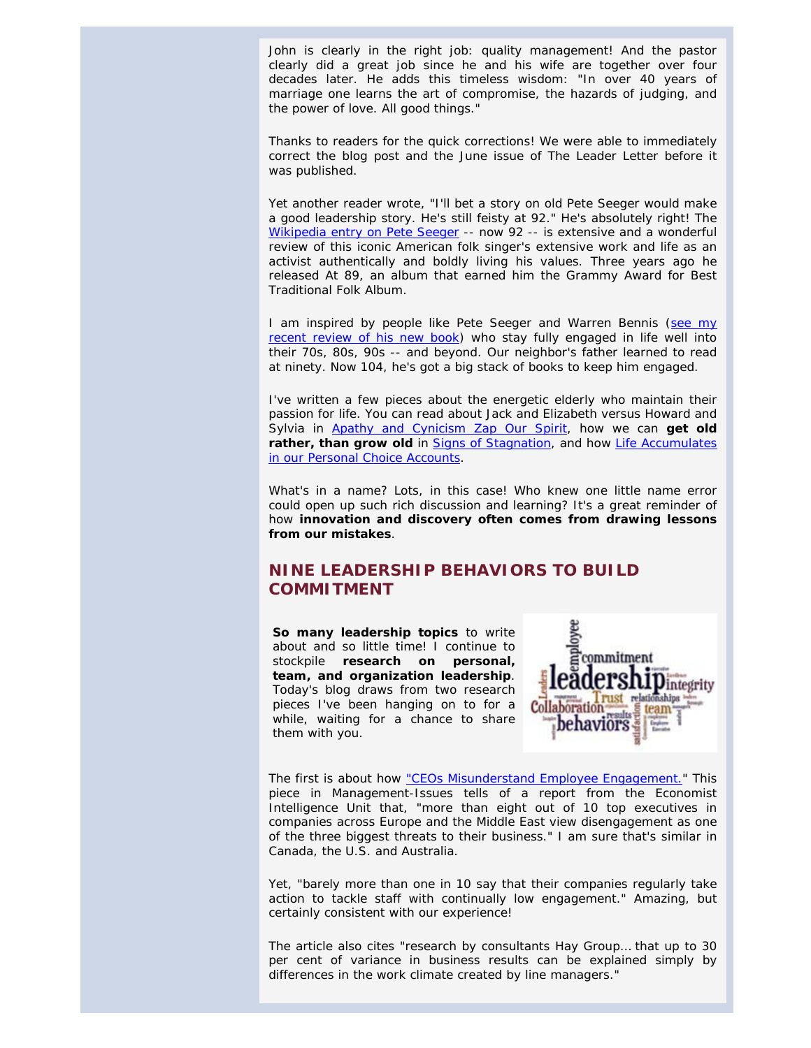John is clearly in the right job: quality management! And the pastor clearly did a great job since he and his wife are together over four decades later. He adds this timeless wisdom: "In over 40 years of marriage one learns the art of compromise, the hazards of judging, and the power of love. All good things."

Thanks to readers for the quick corrections! We were able to immediately correct the blog post and the June issue of The Leader Letter before it was published.

Yet another reader wrote, "I'll bet a story on old Pete Seeger would make a good leadership story. He's still feisty at 92." He's absolutely right! The Wikipedia entry on Pete Seeger -- now 92 -- is extensive and a wonderful review of this iconic American folk singer's extensive work and life as an activist authentically and boldly living his values. Three years ago he released At 89, an album that earned him the Grammy Award for Best Traditional Folk Album.

I am inspired by people like Pete Seeger and Warren Bennis (see my recent review of his new book) who stay fully engaged in life well into their 70s, 80s, 90s -- and beyond. Our neighbor's father learned to read at ninety. Now 104, he's got a big stack of books to keep him engaged.

I've written a few pieces about the energetic elderly who maintain their passion for life. You can read about Jack and Elizabeth versus Howard and Sylvia in Apathy and Cynicism Zap Our Spirit, how we can **get old rather, than grow old** in Signs of Stagnation, and how Life Accumulates in our Personal Choice Accounts.

What's in a name? Lots, in this case! Who knew one little name error could open up such rich discussion and learning? It's a great reminder of how **innovation and discovery often comes from drawing lessons from our mistakes**.

## NINE LEADERSHIP BEHAVIORS TO BUILD COMMITMENT

**So many leadership topics** to write about and so little time! I continue to stockpile **research on personal, team, and organization leadership**. Today's blog draws from two research pieces I've been hanging on to for a while, waiting for a chance to share them with you.

The first is about how "CEOs Misunderstand Employee Engagement." This piece in Management-Issues tells of a report from the Economist Intelligence Unit that, "more than eight out of 10 top executives in companies across Europe and the Middle East view disengagement as one of the three biggest threats to their business." I am sure that's similar in Canada, the U.S. and Australia.

Yet, "barely more than one in 10 say that their companies regularly take action to tackle staff with continually low engagement." Amazing, but certainly consistent with our experience!

The article also cites "research by consultants Hay Group... that up to 30 per cent of variance in business results can be explained simply by differences in the work climate created by line managers."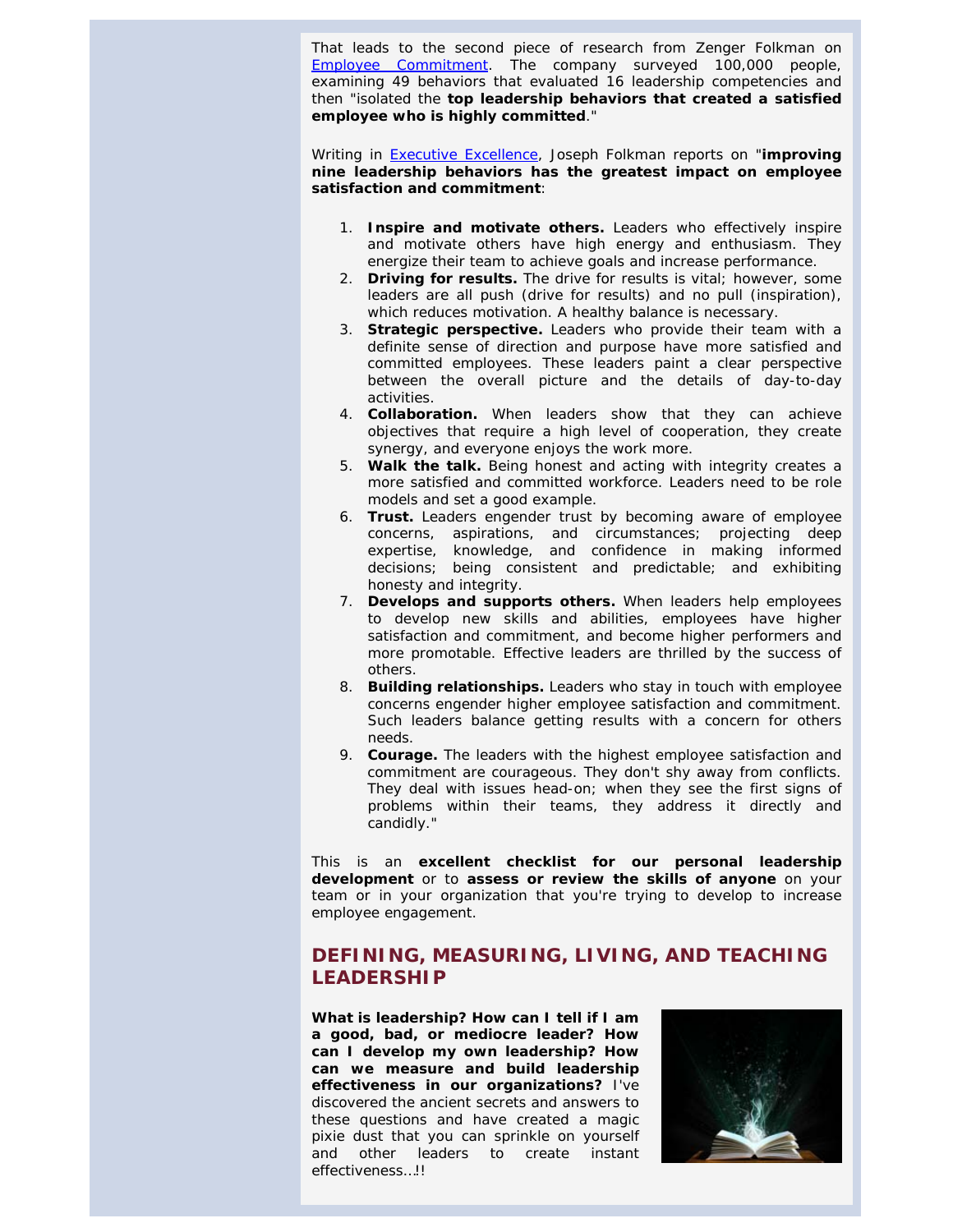That leads to the second piece of research from Zenger Folkman on Employee Commitment. The company surveyed 100,000 people, examining 49 behaviors that evaluated 16 leadership competencies and then "isolated the **top leadership behaviors that created a satisfied employee who is highly committed**."

Writing in Executive Excellence, Joseph Folkman reports on "**improving nine leadership behaviors has the greatest impact on employee satisfaction and commitment**:

1. **Inspire and motivate others.** Leaders who effectively inspire and motivate others have high energy and enthusiasm. They energize their team to achieve goals and increase performance.
2. **Driving for results.** The drive for results is vital; however, some leaders are all push (drive for results) and no pull (inspiration), which reduces motivation. A healthy balance is necessary.
3. **Strategic perspective.** Leaders who provide their team with a definite sense of direction and purpose have more satisfied and committed employees. These leaders paint a clear perspective between the overall picture and the details of day-to-day activities.
4. **Collaboration.** When leaders show that they can achieve objectives that require a high level of cooperation, they create synergy, and everyone enjoys the work more.
5. **Walk the talk.** Being honest and acting with integrity creates a more satisfied and committed workforce. Leaders need to be role models and set a good example.
6. **Trust.** Leaders engender trust by becoming aware of employee concerns, aspirations, and circumstances; projecting deep expertise, knowledge, and confidence in making informed decisions; being consistent and predictable; and exhibiting honesty and integrity.
7. **Develops and supports others.** When leaders help employees to develop new skills and abilities, employees have higher satisfaction and commitment, and become higher performers and more promotable. Effective leaders are thrilled by the success of others.
8. **Building relationships.** Leaders who stay in touch with employee concerns engender higher employee satisfaction and commitment. Such leaders balance getting results with a concern for others needs.
9. **Courage.** The leaders with the highest employee satisfaction and commitment are courageous. They don't shy away from conflicts. They deal with issues head-on; when they see the first signs of problems within their teams, they address it directly and candidly."

This is an **excellent checklist for our personal leadership development** or to **assess or review the skills of anyone** on your team or in your organization that you're trying to develop to increase employee engagement.

## DEFINING, MEASURING, LIVING, AND TEACHING LEADERSHIP

**What is leadership? How can I tell if I am a good, bad, or mediocre leader? How can I develop my own leadership? How can we measure and build leadership effectiveness in our organizations?** I've discovered the ancient secrets and answers to these questions and have created a magic pixie dust that you can sprinkle on yourself and other leaders to create instant effectiveness...!!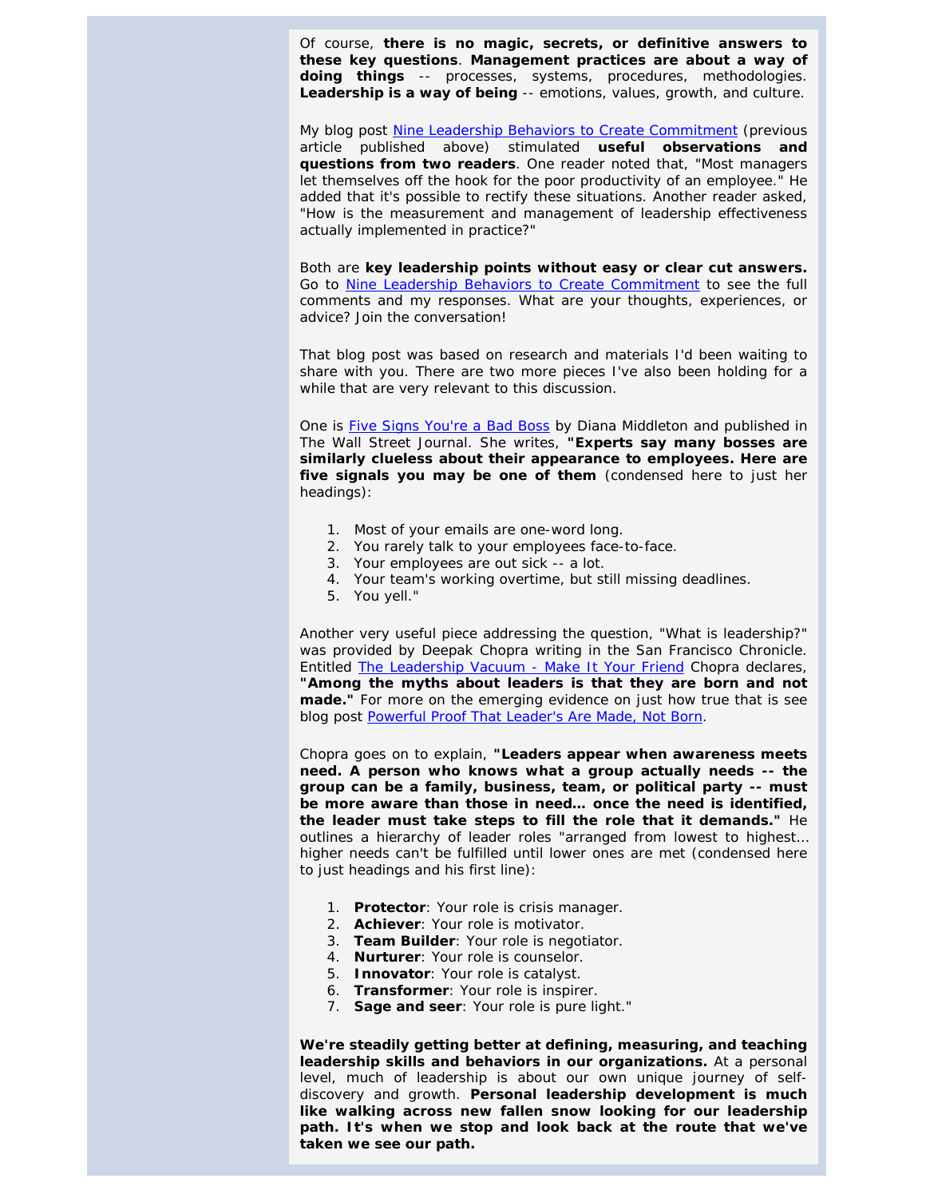Of course, **there is no magic, secrets, or definitive answers to these key questions**. **Management practices are about a way of doing things** -- processes, systems, procedures, methodologies. **Leadership is a way of being** -- emotions, values, growth, and culture.

My blog post Nine Leadership Behaviors to Create Commitment (previous article published above) stimulated **useful observations and questions from two readers**. One reader noted that, "Most managers let themselves off the hook for the poor productivity of an employee." He added that it's possible to rectify these situations. Another reader asked, "How is the measurement and management of leadership effectiveness actually implemented in practice?"

Both are **key leadership points without easy or clear cut answers.** Go to Nine Leadership Behaviors to Create Commitment to see the full comments and my responses. What are your thoughts, experiences, or advice? Join the conversation!

That blog post was based on research and materials I'd been waiting to share with you. There are two more pieces I've also been holding for a while that are very relevant to this discussion.

One is Five Signs You're a Bad Boss by Diana Middleton and published in The Wall Street Journal. She writes, **"Experts say many bosses are similarly clueless about their appearance to employees. Here are five signals you may be one of them** (condensed here to just her headings):

1. Most of your emails are one-word long.
2. You rarely talk to your employees face-to-face.
3. Your employees are out sick -- a lot.
4. Your team's working overtime, but still missing deadlines.
5. You yell."

Another very useful piece addressing the question, "What is leadership?" was provided by Deepak Chopra writing in the San Francisco Chronicle. Entitled The Leadership Vacuum - Make It Your Friend Chopra declares, **"Among the myths about leaders is that they are born and not made."** For more on the emerging evidence on just how true that is see blog post Powerful Proof That Leader's Are Made, Not Born.

Chopra goes on to explain, **"Leaders appear when awareness meets need. A person who knows what a group actually needs -- the group can be a family, business, team, or political party -- must be more aware than those in need… once the need is identified, the leader must take steps to fill the role that it demands."** He outlines a hierarchy of leader roles "arranged from lowest to highest… higher needs can't be fulfilled until lower ones are met (condensed here to just headings and his first line):

1. **Protector**: Your role is crisis manager.
2. **Achiever**: Your role is motivator.
3. **Team Builder**: Your role is negotiator.
4. **Nurturer**: Your role is counselor.
5. **Innovator**: Your role is catalyst.
6. **Transformer**: Your role is inspirer.
7. **Sage and seer**: Your role is pure light."

**We're steadily getting better at defining, measuring, and teaching leadership skills and behaviors in our organizations.** At a personal level, much of leadership is about our own unique journey of self-discovery and growth. **Personal leadership development is much like walking across new fallen snow looking for our leadership path. It's when we stop and look back at the route that we've taken we see our path.**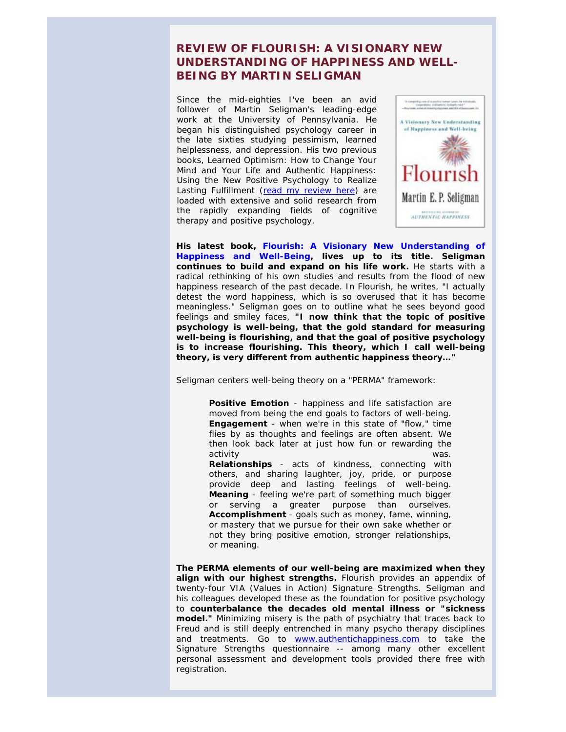## REVIEW OF FLOURISH: A VISIONARY NEW UNDERSTANDING OF HAPPINESS AND WELL-BEING BY MARTIN SELIGMAN

Since the mid-eighties I've been an avid follower of Martin Seligman's leading-edge work at the University of Pennsylvania. He began his distinguished psychology career in the late sixties studying pessimism, learned helplessness, and depression. His two previous books, Learned Optimism: How to Change Your Mind and Your Life and Authentic Happiness: Using the New Positive Psychology to Realize Lasting Fulfillment (read my review here) are loaded with extensive and solid research from the rapidly expanding fields of cognitive therapy and positive psychology.

**His latest book, Flourish: A Visionary New Understanding of Happiness and Well-Being, lives up to its title. Seligman continues to build and expand on his life work.** He starts with a radical rethinking of his own studies and results from the flood of new happiness research of the past decade. In Flourish, he writes, "I actually detest the word happiness, which is so overused that it has become meaningless." Seligman goes on to outline what he sees beyond good feelings and smiley faces, **"I now think that the topic of positive psychology is well-being, that the gold standard for measuring well-being is flourishing, and that the goal of positive psychology is to increase flourishing. This theory, which I call well-being theory, is very different from authentic happiness theory…"**

Seligman centers well-being theory on a "PERMA" framework:

- **Positive Emotion** - happiness and life satisfaction are moved from being the end goals to factors of well-being.
- **Engagement** - when we're in this state of "flow," time flies by as thoughts and feelings are often absent. We then look back later at just how fun or rewarding the activity was.
- **Relationships** - acts of kindness, connecting with others, and sharing laughter, joy, pride, or purpose provide deep and lasting feelings of well-being.
- **Meaning** - feeling we're part of something much bigger or serving a greater purpose than ourselves.
- **Accomplishment** - goals such as money, fame, winning, or mastery that we pursue for their own sake whether or not they bring positive emotion, stronger relationships, or meaning.

**The PERMA elements of our well-being are maximized when they align with our highest strengths.** Flourish provides an appendix of twenty-four VIA (Values in Action) Signature Strengths. Seligman and his colleagues developed these as the foundation for positive psychology to **counterbalance the decades old mental illness or "sickness model."** Minimizing misery is the path of psychiatry that traces back to Freud and is still deeply entrenched in many psycho therapy disciplines and treatments. Go to www.authentichappiness.com to take the Signature Strengths questionnaire -- among many other excellent personal assessment and development tools provided there free with registration.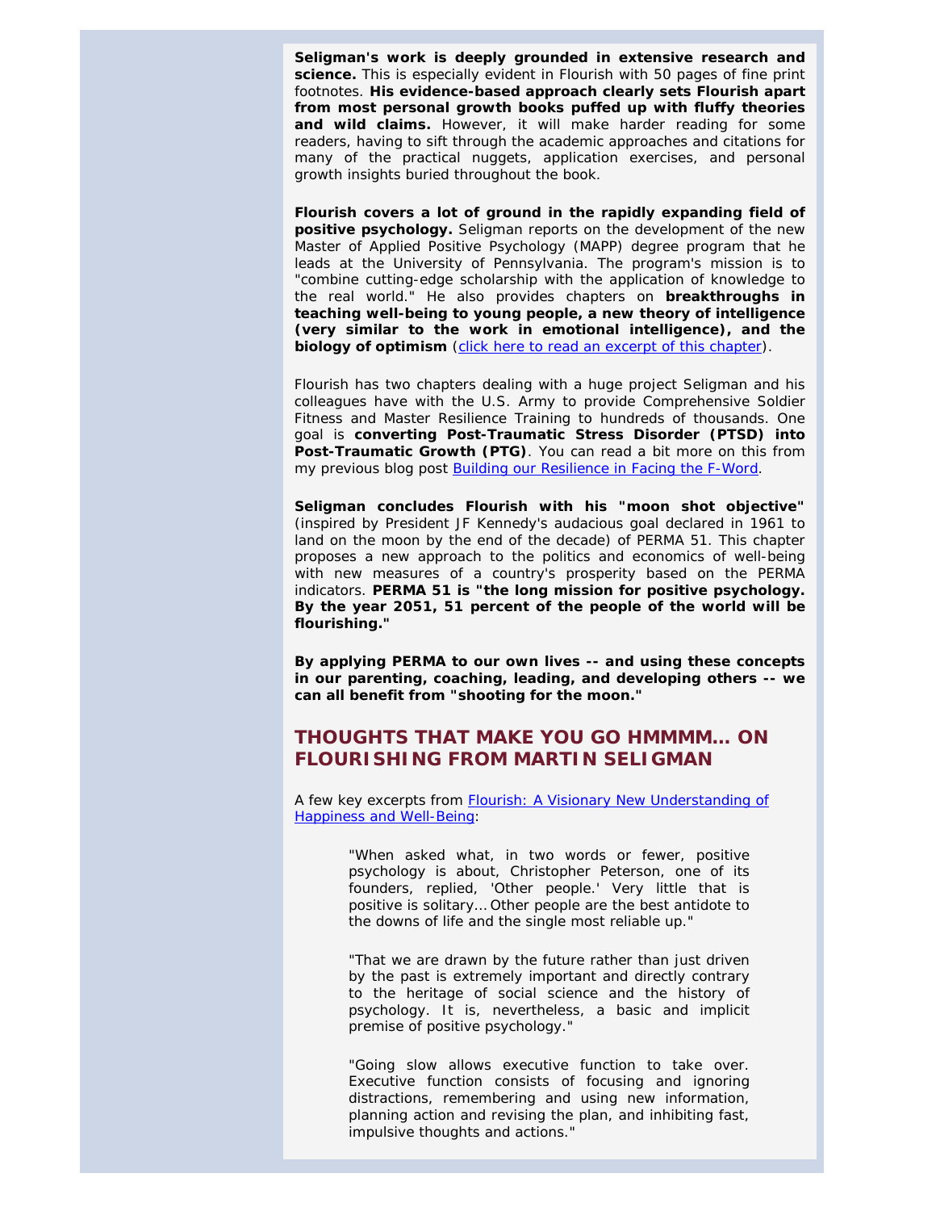**Seligman's work is deeply grounded in extensive research and science.** This is especially evident in Flourish with 50 pages of fine print footnotes. **His evidence-based approach clearly sets Flourish apart from most personal growth books puffed up with fluffy theories and wild claims.** However, it will make harder reading for some readers, having to sift through the academic approaches and citations for many of the practical nuggets, application exercises, and personal growth insights buried throughout the book.

**Flourish covers a lot of ground in the rapidly expanding field of positive psychology.** Seligman reports on the development of the new Master of Applied Positive Psychology (MAPP) degree program that he leads at the University of Pennsylvania. The program's mission is to "combine cutting-edge scholarship with the application of knowledge to the real world." He also provides chapters on **breakthroughs in teaching well-being to young people, a new theory of intelligence (very similar to the work in emotional intelligence), and the biology of optimism** (click here to read an excerpt of this chapter).

Flourish has two chapters dealing with a huge project Seligman and his colleagues have with the U.S. Army to provide Comprehensive Soldier Fitness and Master Resilience Training to hundreds of thousands. One goal is **converting Post-Traumatic Stress Disorder (PTSD) into Post-Traumatic Growth (PTG)**. You can read a bit more on this from my previous blog post Building our Resilience in Facing the F-Word.

**Seligman concludes Flourish with his "moon shot objective"** (inspired by President JF Kennedy's audacious goal declared in 1961 to land on the moon by the end of the decade) of PERMA 51. This chapter proposes a new approach to the politics and economics of well-being with new measures of a country's prosperity based on the PERMA indicators. **PERMA 51 is "the long mission for positive psychology. By the year 2051, 51 percent of the people of the world will be flourishing."**

**By applying PERMA to our own lives -- and using these concepts in our parenting, coaching, leading, and developing others -- we can all benefit from "shooting for the moon."**

## THOUGHTS THAT MAKE YOU GO HMMMM… ON FLOURISHING FROM MARTIN SELIGMAN

A few key excerpts from Flourish: A Visionary New Understanding of Happiness and Well-Being:

> "When asked what, in two words or fewer, positive psychology is about, Christopher Peterson, one of its founders, replied, 'Other people.' Very little that is positive is solitary… Other people are the best antidote to the downs of life and the single most reliable up."

> "That we are drawn by the future rather than just driven by the past is extremely important and directly contrary to the heritage of social science and the history of psychology. It is, nevertheless, a basic and implicit premise of positive psychology."

> "Going slow allows executive function to take over. Executive function consists of focusing and ignoring distractions, remembering and using new information, planning action and revising the plan, and inhibiting fast, impulsive thoughts and actions."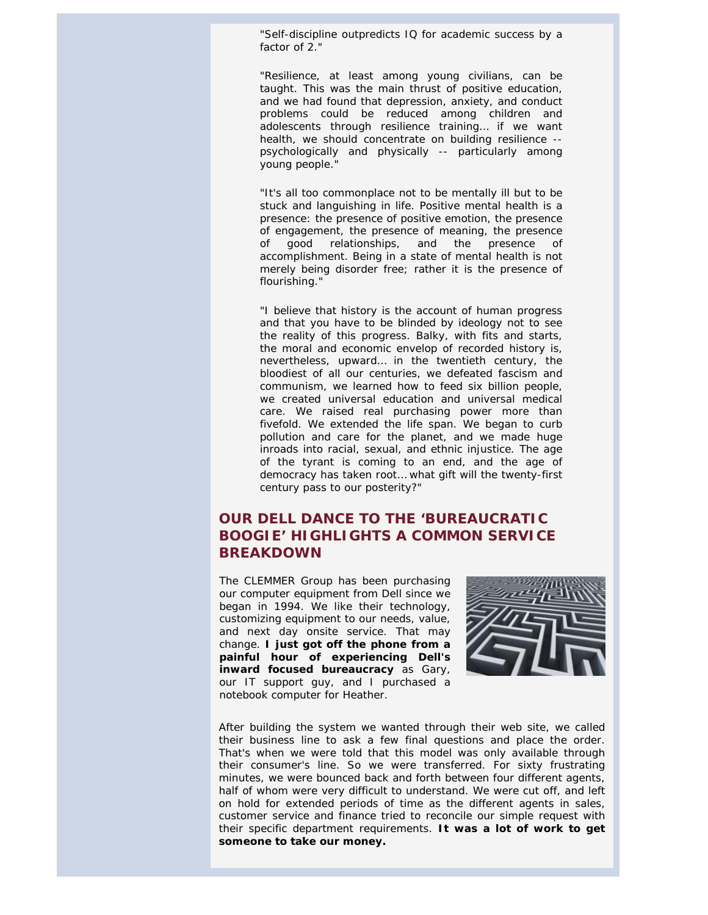"Self-discipline outpredicts IQ for academic success by a factor of 2."

"Resilience, at least among young civilians, can be taught. This was the main thrust of positive education, and we had found that depression, anxiety, and conduct problems could be reduced among children and adolescents through resilience training... if we want health, we should concentrate on building resilience -- psychologically and physically -- particularly among young people."

"It's all too commonplace not to be mentally ill but to be stuck and languishing in life. Positive mental health is a presence: the presence of positive emotion, the presence of engagement, the presence of meaning, the presence of good relationships, and the presence of accomplishment. Being in a state of mental health is not merely being disorder free; rather it is the presence of flourishing."

"I believe that history is the account of human progress and that you have to be blinded by ideology not to see the reality of this progress. Balky, with fits and starts, the moral and economic envelop of recorded history is, nevertheless, upward... in the twentieth century, the bloodiest of all our centuries, we defeated fascism and communism, we learned how to feed six billion people, we created universal education and universal medical care. We raised real purchasing power more than fivefold. We extended the life span. We began to curb pollution and care for the planet, and we made huge inroads into racial, sexual, and ethnic injustice. The age of the tyrant is coming to an end, and the age of democracy has taken root... what gift will the twenty-first century pass to our posterity?"

## OUR DELL DANCE TO THE 'BUREAUCRATIC BOOGIE' HIGHLIGHTS A COMMON SERVICE BREAKDOWN

The CLEMMER Group has been purchasing our computer equipment from Dell since we began in 1994. We like their technology, customizing equipment to our needs, value, and next day onsite service. That may change. **I just got off the phone from a painful hour of experiencing Dell's inward focused bureaucracy** as Gary, our IT support guy, and I purchased a notebook computer for Heather.

After building the system we wanted through their web site, we called their business line to ask a few final questions and place the order. That's when we were told that this model was only available through their consumer's line. So we were transferred. For sixty frustrating minutes, we were bounced back and forth between four different agents, half of whom were very difficult to understand. We were cut off, and left on hold for extended periods of time as the different agents in sales, customer service and finance tried to reconcile our simple request with their specific department requirements. **It was a lot of work to get someone to take our money.**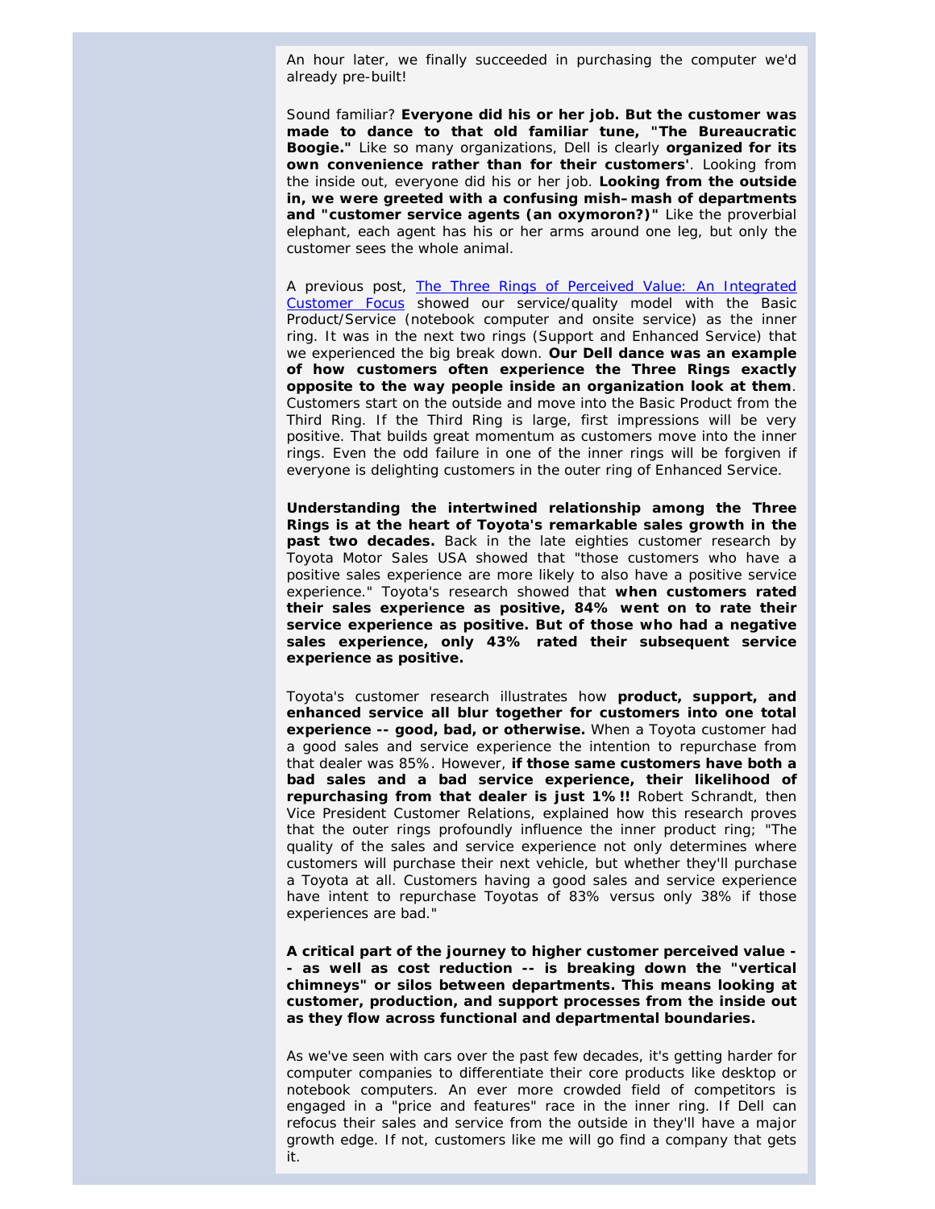An hour later, we finally succeeded in purchasing the computer we'd already pre-built!

Sound familiar? **Everyone did his or her job. But the customer was made to dance to that old familiar tune, "The Bureaucratic Boogie."** Like so many organizations, Dell is clearly **organized for its own convenience rather than for their customers'**. Looking from the inside out, everyone did his or her job. **Looking from the outside in, we were greeted with a confusing mish–mash of departments and "customer service agents (an oxymoron?)"** Like the proverbial elephant, each agent has his or her arms around one leg, but only the customer sees the whole animal.

A previous post, [The Three Rings of Perceived Value: An Integrated Customer Focus]() showed our service/quality model with the Basic Product/Service (notebook computer and onsite service) as the inner ring. It was in the next two rings (Support and Enhanced Service) that we experienced the big break down. **Our Dell dance was an example of how customers often experience the Three Rings exactly opposite to the way people inside an organization look at them**. Customers start on the outside and move into the Basic Product from the Third Ring. If the Third Ring is large, first impressions will be very positive. That builds great momentum as customers move into the inner rings. Even the odd failure in one of the inner rings will be forgiven if everyone is delighting customers in the outer ring of Enhanced Service.

**Understanding the intertwined relationship among the Three Rings is at the heart of Toyota's remarkable sales growth in the past two decades.** Back in the late eighties customer research by Toyota Motor Sales USA showed that "those customers who have a positive sales experience are more likely to also have a positive service experience." Toyota's research showed that **when customers rated their sales experience as positive, 84% went on to rate their service experience as positive. But of those who had a negative sales experience, only 43% rated their subsequent service experience as positive.**

Toyota's customer research illustrates how **product, support, and enhanced service all blur together for customers into one total experience -- good, bad, or otherwise.** When a Toyota customer had a good sales and service experience the intention to repurchase from that dealer was 85%. However, **if those same customers have both a bad sales and a bad service experience, their likelihood of repurchasing from that dealer is just 1%!!** Robert Schrandt, then Vice President Customer Relations, explained how this research proves that the outer rings profoundly influence the inner product ring; "The quality of the sales and service experience not only determines where customers will purchase their next vehicle, but whether they'll purchase a Toyota at all. Customers having a good sales and service experience have intent to repurchase Toyotas of 83% versus only 38% if those experiences are bad."

**A critical part of the journey to higher customer perceived value -- as well as cost reduction -- is breaking down the "vertical chimneys" or silos between departments. This means looking at customer, production, and support processes from the inside out as they flow across functional and departmental boundaries.**

As we've seen with cars over the past few decades, it's getting harder for computer companies to differentiate their core products like desktop or notebook computers. An ever more crowded field of competitors is engaged in a "price and features" race in the inner ring. If Dell can refocus their sales and service from the outside in they'll have a major growth edge. If not, customers like me will go find a company that gets it.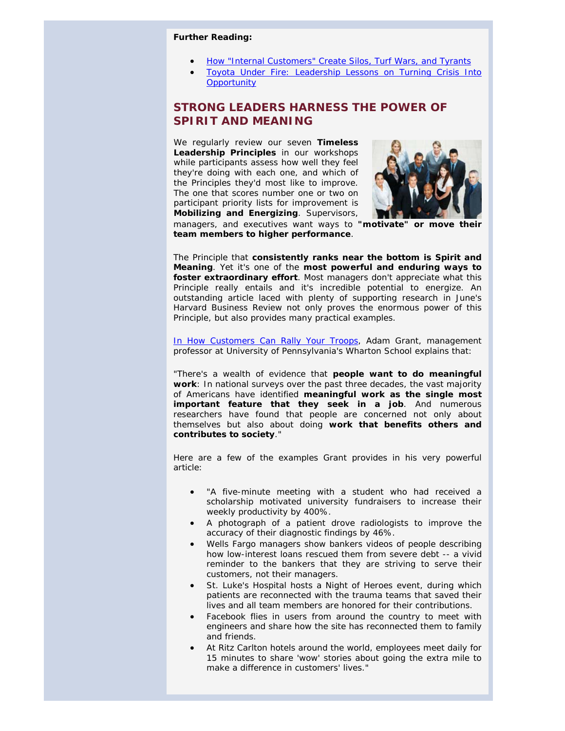**Further Reading:**

- How "Internal Customers" Create Silos, Turf Wars, and Tyrants
- Toyota Under Fire: Leadership Lessons on Turning Crisis Into Opportunity

## STRONG LEADERS HARNESS THE POWER OF SPIRIT AND MEANING

We regularly review our seven **Timeless Leadership Principles** in our workshops while participants assess how well they feel they're doing with each one, and which of the Principles they'd most like to improve. The one that scores number one or two on participant priority lists for improvement is **Mobilizing and Energizing**. Supervisors, managers, and executives want ways to **"motivate" or move their team members to higher performance**.

The Principle that **consistently ranks near the bottom is Spirit and Meaning**. Yet it's one of the **most powerful and enduring ways to foster extraordinary effort**. Most managers don't appreciate what this Principle really entails and it's incredible potential to energize. An outstanding article laced with plenty of supporting research in June's Harvard Business Review not only proves the enormous power of this Principle, but also provides many practical examples.

In How Customers Can Rally Your Troops, Adam Grant, management professor at University of Pennsylvania's Wharton School explains that:

"There's a wealth of evidence that **people want to do meaningful work**: In national surveys over the past three decades, the vast majority of Americans have identified **meaningful work as the single most important feature that they seek in a job**. And numerous researchers have found that people are concerned not only about themselves but also about doing **work that benefits others and contributes to society**."

Here are a few of the examples Grant provides in his very powerful article:

- "A five-minute meeting with a student who had received a scholarship motivated university fundraisers to increase their weekly productivity by 400%.
- A photograph of a patient drove radiologists to improve the accuracy of their diagnostic findings by 46%.
- Wells Fargo managers show bankers videos of people describing how low-interest loans rescued them from severe debt -- a vivid reminder to the bankers that they are striving to serve their customers, not their managers.
- St. Luke's Hospital hosts a Night of Heroes event, during which patients are reconnected with the trauma teams that saved their lives and all team members are honored for their contributions.
- Facebook flies in users from around the country to meet with engineers and share how the site has reconnected them to family and friends.
- At Ritz Carlton hotels around the world, employees meet daily for 15 minutes to share 'wow' stories about going the extra mile to make a difference in customers' lives."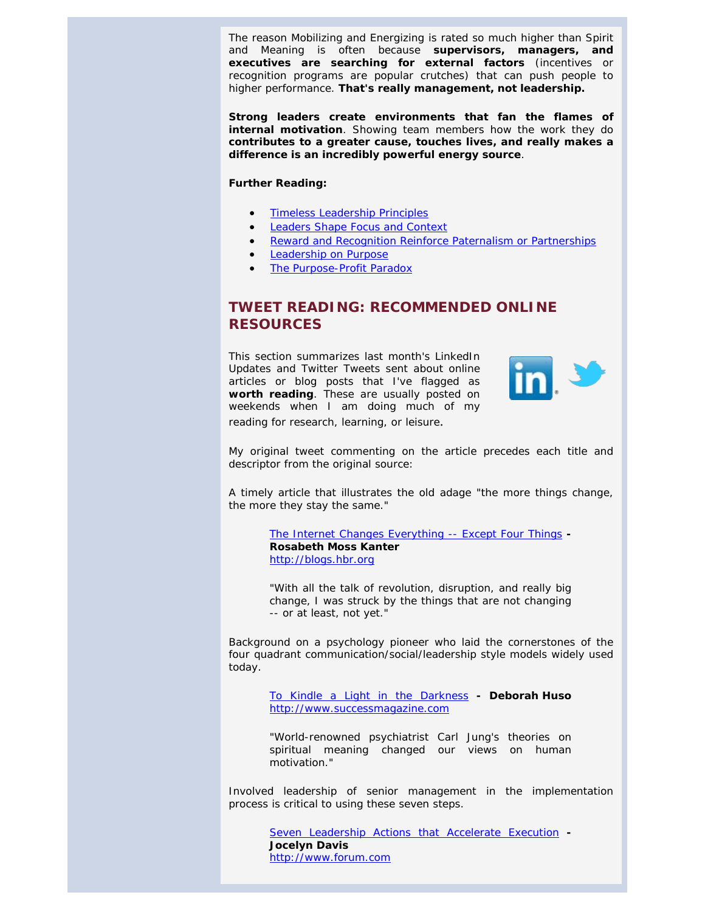The reason Mobilizing and Energizing is rated so much higher than Spirit and Meaning is often because **supervisors, managers, and executives are searching for external factors** (incentives or recognition programs are popular crutches) that can push people to higher performance. **That's really management, not leadership.**

**Strong leaders create environments that fan the flames of internal motivation**. Showing team members how the work they do **contributes to a greater cause, touches lives, and really makes a difference is an incredibly powerful energy source**.

**Further Reading:**

- Timeless Leadership Principles
- Leaders Shape Focus and Context
- Reward and Recognition Reinforce Paternalism or Partnerships
- Leadership on Purpose
- The Purpose-Profit Paradox

## TWEET READING: RECOMMENDED ONLINE RESOURCES

This section summarizes last month's LinkedIn Updates and Twitter Tweets sent about online articles or blog posts that I've flagged as **worth reading**. These are usually posted on weekends when I am doing much of my reading for research, learning, or leisure.

My original tweet commenting on the article precedes each title and descriptor from the original source:

A timely article that illustrates the old adage "the more things change, the more they stay the same."

> The Internet Changes Everything -- Except Four Things **- Rosabeth Moss Kanter**
> http://blogs.hbr.org
>
> "With all the talk of revolution, disruption, and really big change, I was struck by the things that are not changing -- or at least, not yet."

Background on a psychology pioneer who laid the cornerstones of the four quadrant communication/social/leadership style models widely used today.

> To Kindle a Light in the Darkness **- Deborah Huso**
> http://www.successmagazine.com
>
> "World-renowned psychiatrist Carl Jung's theories on spiritual meaning changed our views on human motivation."

Involved leadership of senior management in the implementation process is critical to using these seven steps.

> Seven Leadership Actions that Accelerate Execution **- Jocelyn Davis**
> http://www.forum.com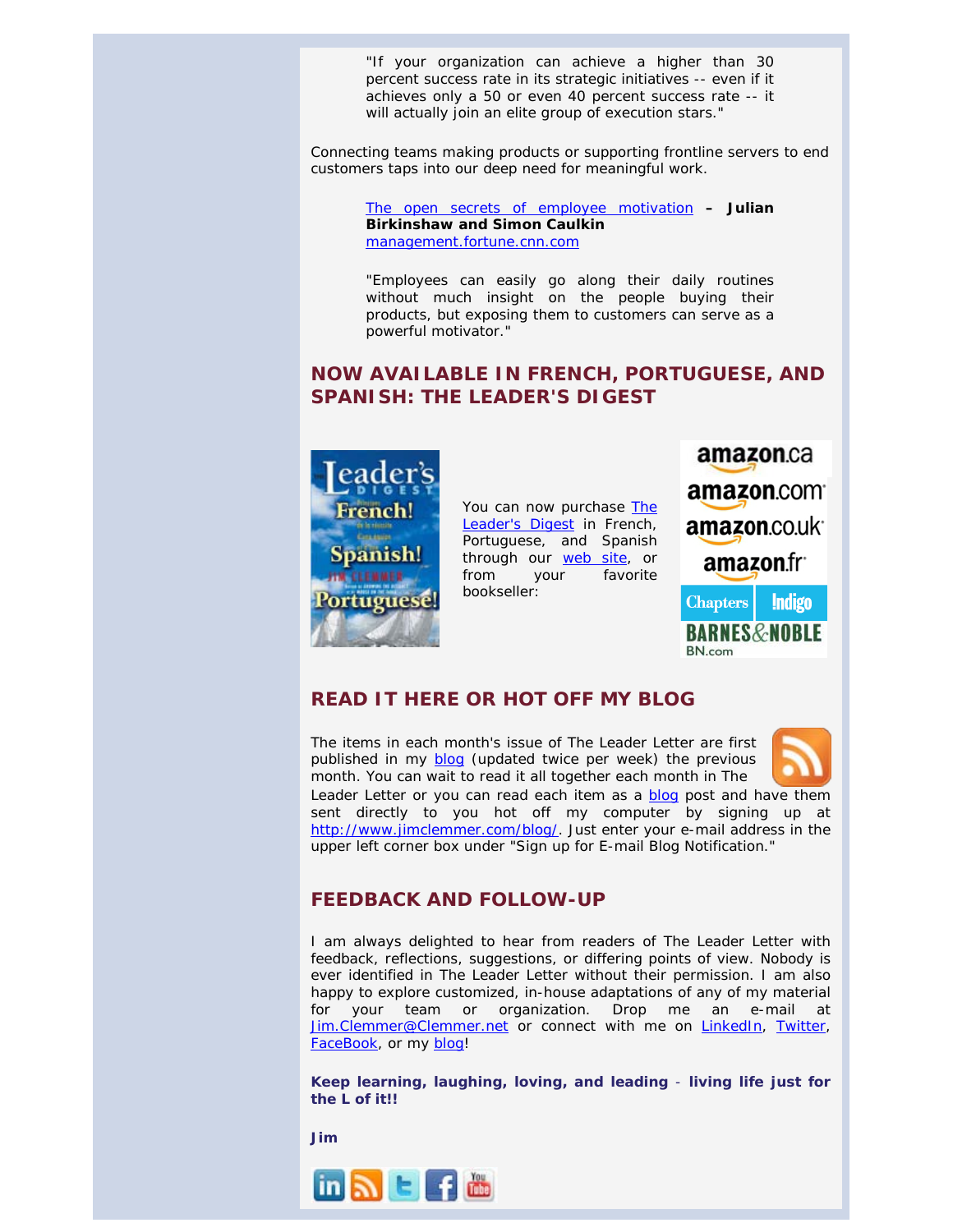> "If your organization can achieve a higher than 30 percent success rate in its strategic initiatives -- even if it achieves only a 50 or even 40 percent success rate -- it will actually join an elite group of execution stars."

Connecting teams making products or supporting frontline servers to end customers taps into our deep need for meaningful work.

> The open secrets of employee motivation – **Julian Birkinshaw and Simon Caulkin**
> management.fortune.cnn.com
>
> "Employees can easily go along their daily routines without much insight on the people buying their products, but exposing them to customers can serve as a powerful motivator."

## NOW AVAILABLE IN FRENCH, PORTUGUESE, AND SPANISH: THE LEADER'S DIGEST

You can now purchase The Leader's Digest in French, Portuguese, and Spanish through our web site, or from your favorite bookseller:

## READ IT HERE OR HOT OFF MY BLOG

The items in each month's issue of The Leader Letter are first published in my blog (updated twice per week) the previous month. You can wait to read it all together each month in The Leader Letter or you can read each item as a blog post and have them sent directly to you hot off my computer by signing up at http://www.jimclemmer.com/blog/. Just enter your e-mail address in the upper left corner box under "Sign up for E-mail Blog Notification."

## FEEDBACK AND FOLLOW-UP

I am always delighted to hear from readers of The Leader Letter with feedback, reflections, suggestions, or differing points of view. Nobody is ever identified in The Leader Letter without their permission. I am also happy to explore customized, in-house adaptations of any of my material for your team or organization. Drop me an e-mail at Jim.Clemmer@Clemmer.net or connect with me on LinkedIn, Twitter, FaceBook, or my blog!

**Keep learning, laughing, loving, and leading - living life just for the L of it!!**

**Jim**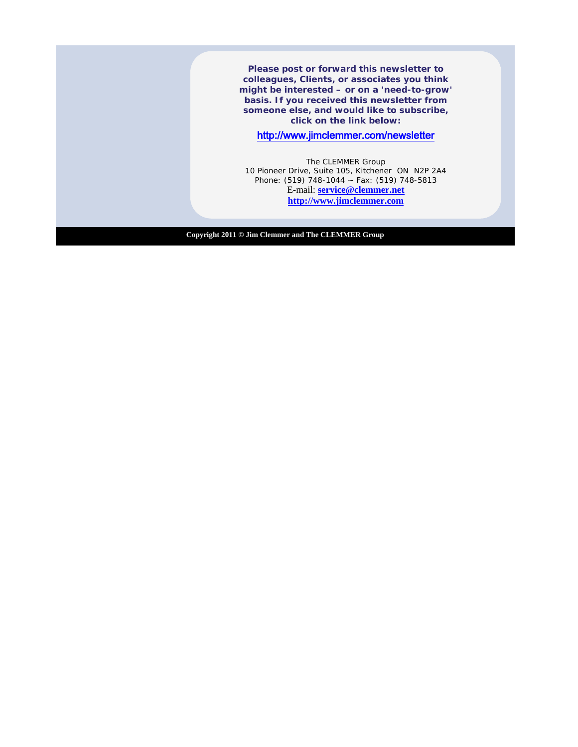**Please post or forward this newsletter to colleagues, Clients, or associates you think might be interested – or on a 'need-to-grow' basis. If you received this newsletter from someone else, and would like to subscribe, click on the link below:**

http://www.jimclemmer.com/newsletter

The CLEMMER Group
10 Pioneer Drive, Suite 105, Kitchener ON N2P 2A4
Phone: (519) 748-1044 ~ Fax: (519) 748-5813
E-mail: **service@clemmer.net**
**http://www.jimclemmer.com**

**Copyright 2011 © Jim Clemmer and The CLEMMER Group**